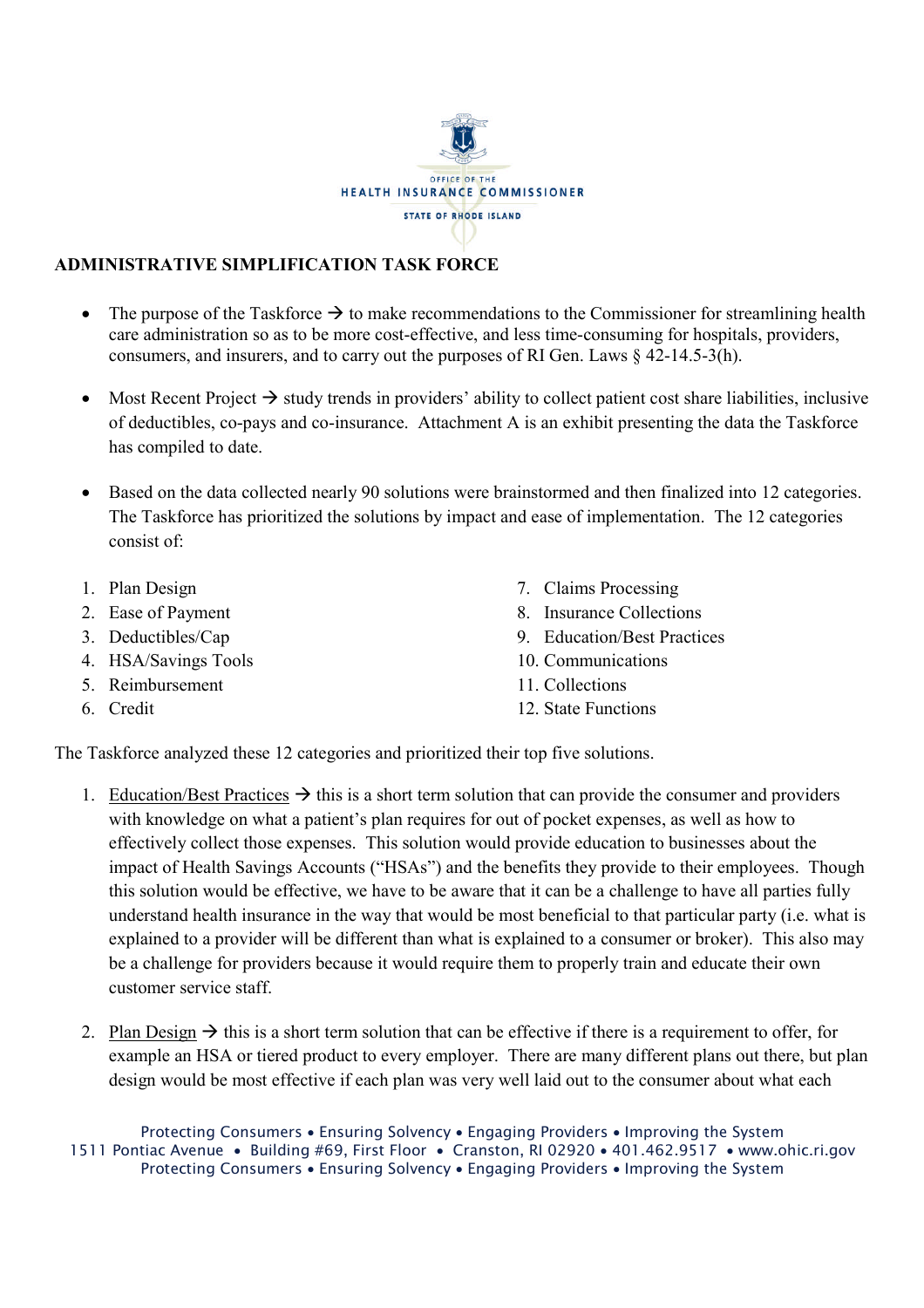OFFICE OF THE
HEALTH INSURANCE COMMISSIONER
STATE OF RHODE ISLAND

## ADMINISTRATIVE SIMPLIFICATION TASK FORCE

- The purpose of the Taskforce → to make recommendations to the Commissioner for streamlining health care administration so as to be more cost-effective, and less time-consuming for hospitals, providers, consumers, and insurers, and to carry out the purposes of RI Gen. Laws § 42-14.5-3(h).

- Most Recent Project → study trends in providers' ability to collect patient cost share liabilities, inclusive of deductibles, co-pays and co-insurance. Attachment A is an exhibit presenting the data the Taskforce has compiled to date.

- Based on the data collected nearly 90 solutions were brainstormed and then finalized into 12 categories. The Taskforce has prioritized the solutions by impact and ease of implementation. The 12 categories consist of:

1. Plan Design
2. Ease of Payment
3. Deductibles/Cap
4. HSA/Savings Tools
5. Reimbursement
6. Credit
7. Claims Processing
8. Insurance Collections
9. Education/Best Practices
10. Communications
11. Collections
12. State Functions

The Taskforce analyzed these 12 categories and prioritized their top five solutions.

1. Education/Best Practices → this is a short term solution that can provide the consumer and providers with knowledge on what a patient's plan requires for out of pocket expenses, as well as how to effectively collect those expenses. This solution would provide education to businesses about the impact of Health Savings Accounts ("HSAs") and the benefits they provide to their employees. Though this solution would be effective, we have to be aware that it can be a challenge to have all parties fully understand health insurance in the way that would be most beneficial to that particular party (i.e. what is explained to a provider will be different than what is explained to a consumer or broker). This also may be a challenge for providers because it would require them to properly train and educate their own customer service staff.

2. Plan Design → this is a short term solution that can be effective if there is a requirement to offer, for example an HSA or tiered product to every employer. There are many different plans out there, but plan design would be most effective if each plan was very well laid out to the consumer about what each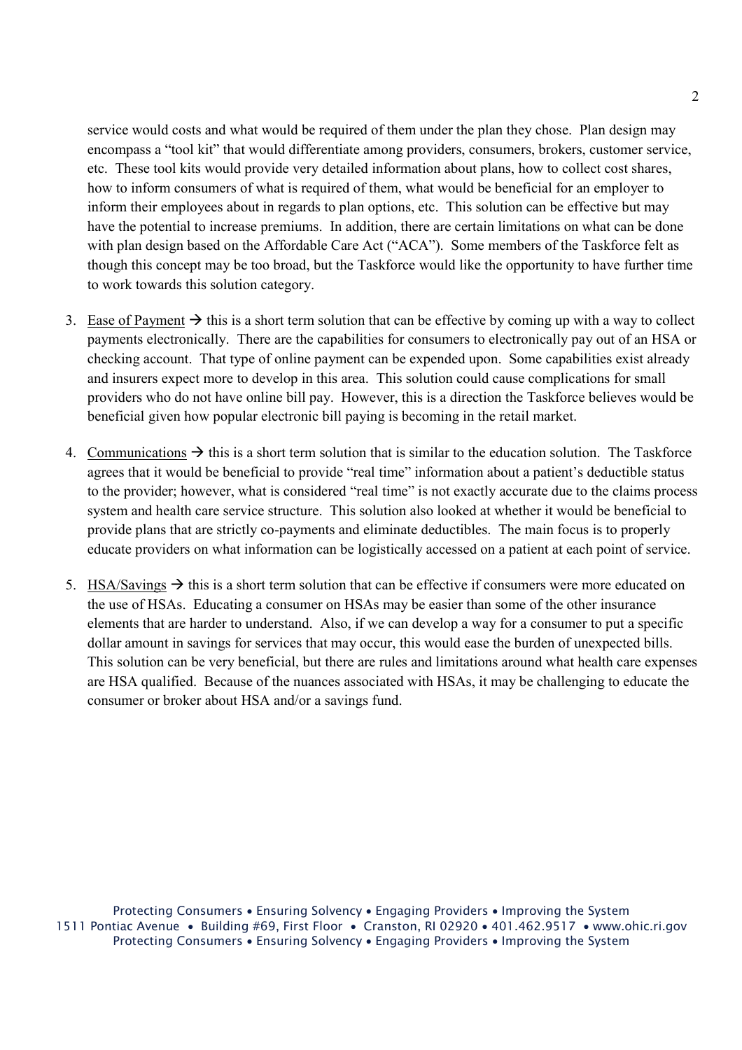service would costs and what would be required of them under the plan they chose. Plan design may encompass a "tool kit" that would differentiate among providers, consumers, brokers, customer service, etc. These tool kits would provide very detailed information about plans, how to collect cost shares, how to inform consumers of what is required of them, what would be beneficial for an employer to inform their employees about in regards to plan options, etc. This solution can be effective but may have the potential to increase premiums. In addition, there are certain limitations on what can be done with plan design based on the Affordable Care Act ("ACA"). Some members of the Taskforce felt as though this concept may be too broad, but the Taskforce would like the opportunity to have further time to work towards this solution category.

3. <u>Ease of Payment</u> → this is a short term solution that can be effective by coming up with a way to collect payments electronically. There are the capabilities for consumers to electronically pay out of an HSA or checking account. That type of online payment can be expended upon. Some capabilities exist already and insurers expect more to develop in this area. This solution could cause complications for small providers who do not have online bill pay. However, this is a direction the Taskforce believes would be beneficial given how popular electronic bill paying is becoming in the retail market.

4. <u>Communications</u> → this is a short term solution that is similar to the education solution. The Taskforce agrees that it would be beneficial to provide "real time" information about a patient's deductible status to the provider; however, what is considered "real time" is not exactly accurate due to the claims process system and health care service structure. This solution also looked at whether it would be beneficial to provide plans that are strictly co-payments and eliminate deductibles. The main focus is to properly educate providers on what information can be logistically accessed on a patient at each point of service.

5. <u>HSA/Savings</u> → this is a short term solution that can be effective if consumers were more educated on the use of HSAs. Educating a consumer on HSAs may be easier than some of the other insurance elements that are harder to understand. Also, if we can develop a way for a consumer to put a specific dollar amount in savings for services that may occur, this would ease the burden of unexpected bills. This solution can be very beneficial, but there are rules and limitations around what health care expenses are HSA qualified. Because of the nuances associated with HSAs, it may be challenging to educate the consumer or broker about HSA and/or a savings fund.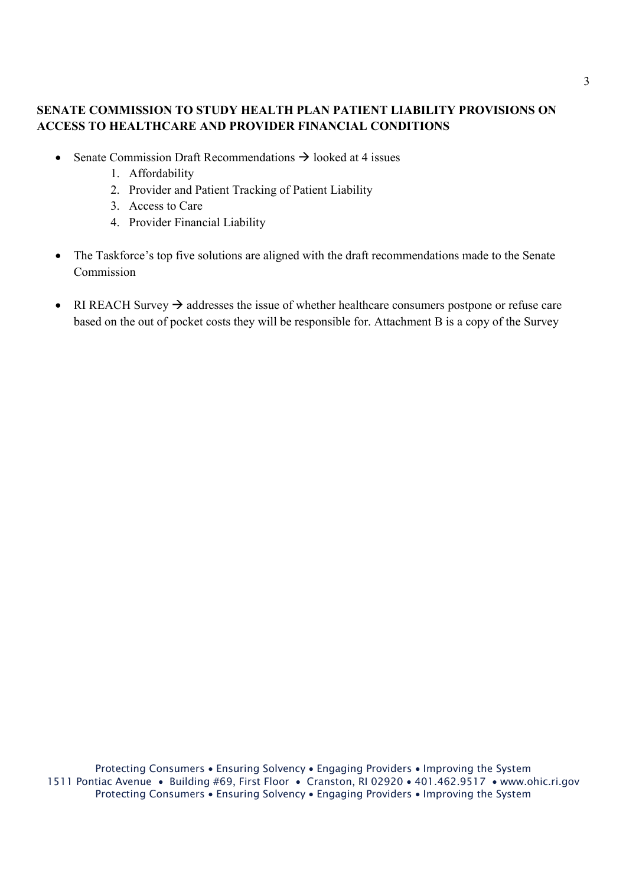**SENATE COMMISSION TO STUDY HEALTH PLAN PATIENT LIABILITY PROVISIONS ON ACCESS TO HEALTHCARE AND PROVIDER FINANCIAL CONDITIONS**

- Senate Commission Draft Recommendations → looked at 4 issues
    1. Affordability
    2. Provider and Patient Tracking of Patient Liability
    3. Access to Care
    4. Provider Financial Liability

- The Taskforce's top five solutions are aligned with the draft recommendations made to the Senate Commission

- RI REACH Survey → addresses the issue of whether healthcare consumers postpone or refuse care based on the out of pocket costs they will be responsible for. Attachment B is a copy of the Survey